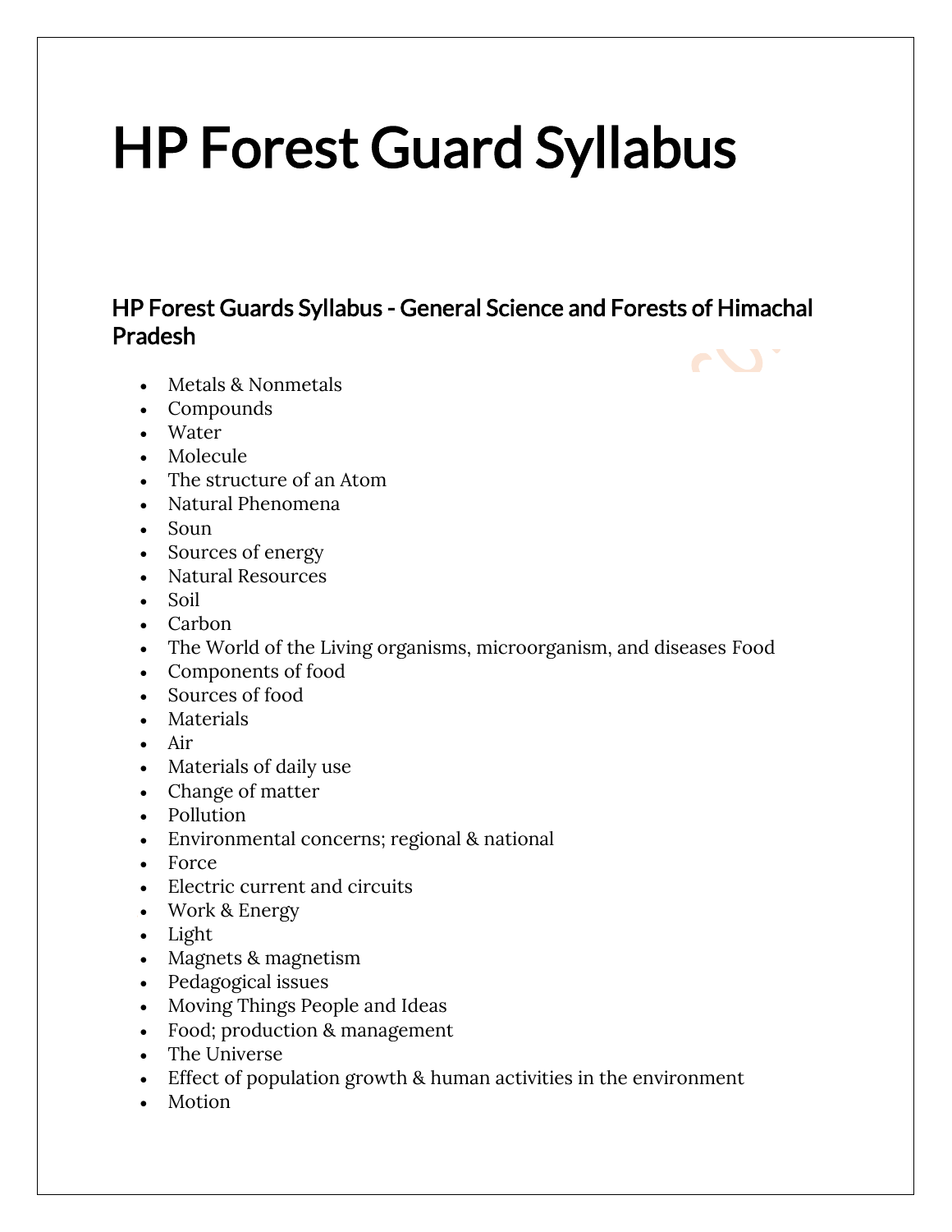# HP Forest Guard Syllabus

## HP Forest Guards Syllabus - General Science and Forests of Himachal Pradesh

- Metals & Nonmetals
- Compounds
- Water
- Molecule
- The structure of an Atom
- Natural Phenomena
- Soun
- Sources of energy
- Natural Resources
- Soil
- Carbon
- The World of the Living organisms, microorganism, and diseases Food
- Components of food
- Sources of food
- Materials
- Air
- Materials of daily use
- Change of matter
- Pollution
- Environmental concerns; regional & national
- Force
- Electric current and circuits
- Work & Energy
- Light
- Magnets & magnetism
- Pedagogical issues
- Moving Things People and Ideas
- Food; production & management
- The Universe
- Effect of population growth & human activities in the environment
- Motion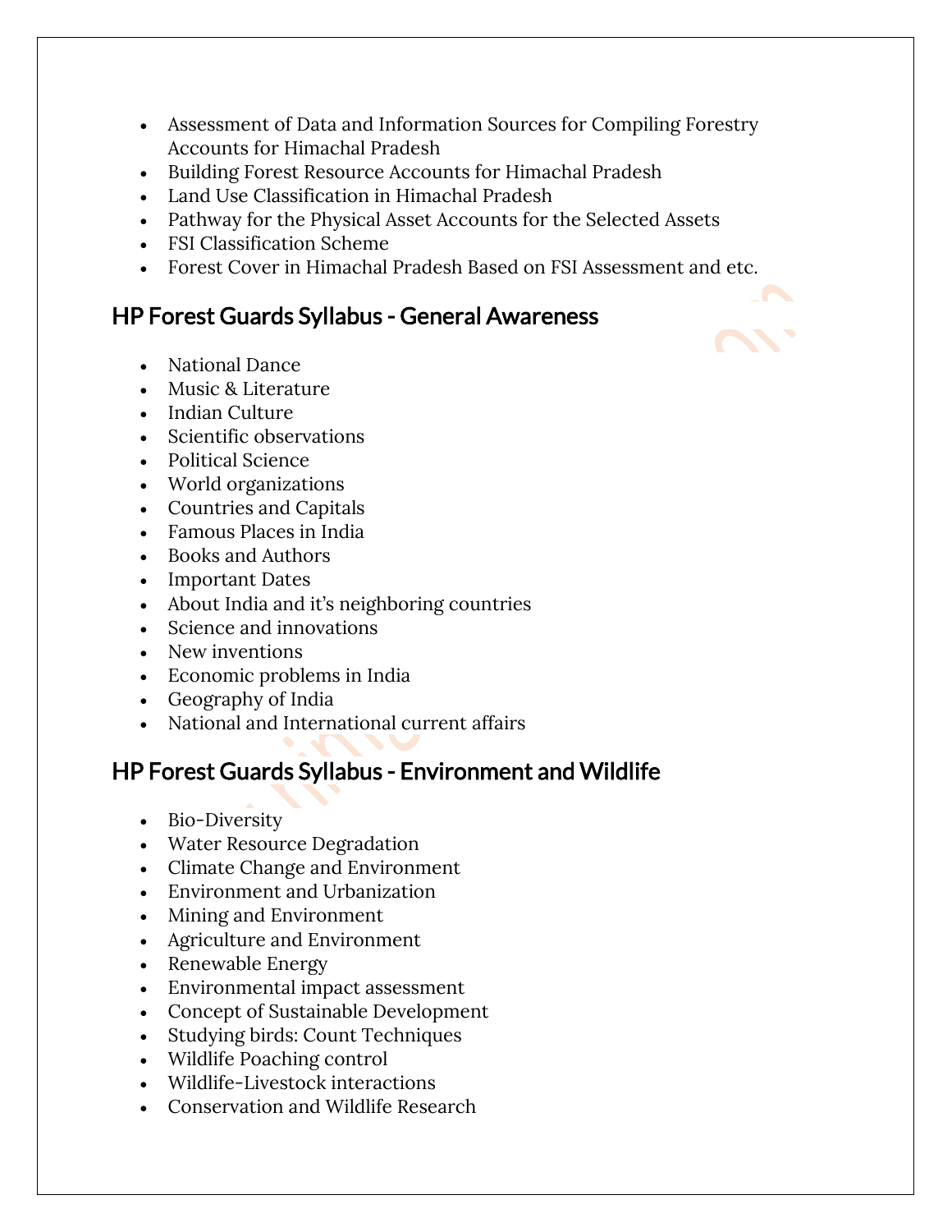- Assessment of Data and Information Sources for Compiling Forestry Accounts for Himachal Pradesh
- Building Forest Resource Accounts for Himachal Pradesh
- Land Use Classification in Himachal Pradesh
- Pathway for the Physical Asset Accounts for the Selected Assets
- FSI Classification Scheme
- Forest Cover in Himachal Pradesh Based on FSI Assessment and etc.

## HP Forest Guards Syllabus - General Awareness

- National Dance
- Music & Literature
- Indian Culture
- Scientific observations
- Political Science
- World organizations
- Countries and Capitals
- Famous Places in India
- Books and Authors
- Important Dates
- About India and it's neighboring countries
- Science and innovations
- New inventions
- Economic problems in India
- Geography of India
- National and International current affairs

## HP Forest Guards Syllabus - Environment and Wildlife

- Bio-Diversity
- Water Resource Degradation
- Climate Change and Environment
- Environment and Urbanization
- Mining and Environment
- Agriculture and Environment
- Renewable Energy
- Environmental impact assessment
- Concept of Sustainable Development
- Studying birds: Count Techniques
- Wildlife Poaching control
- Wildlife-Livestock interactions
- Conservation and Wildlife Research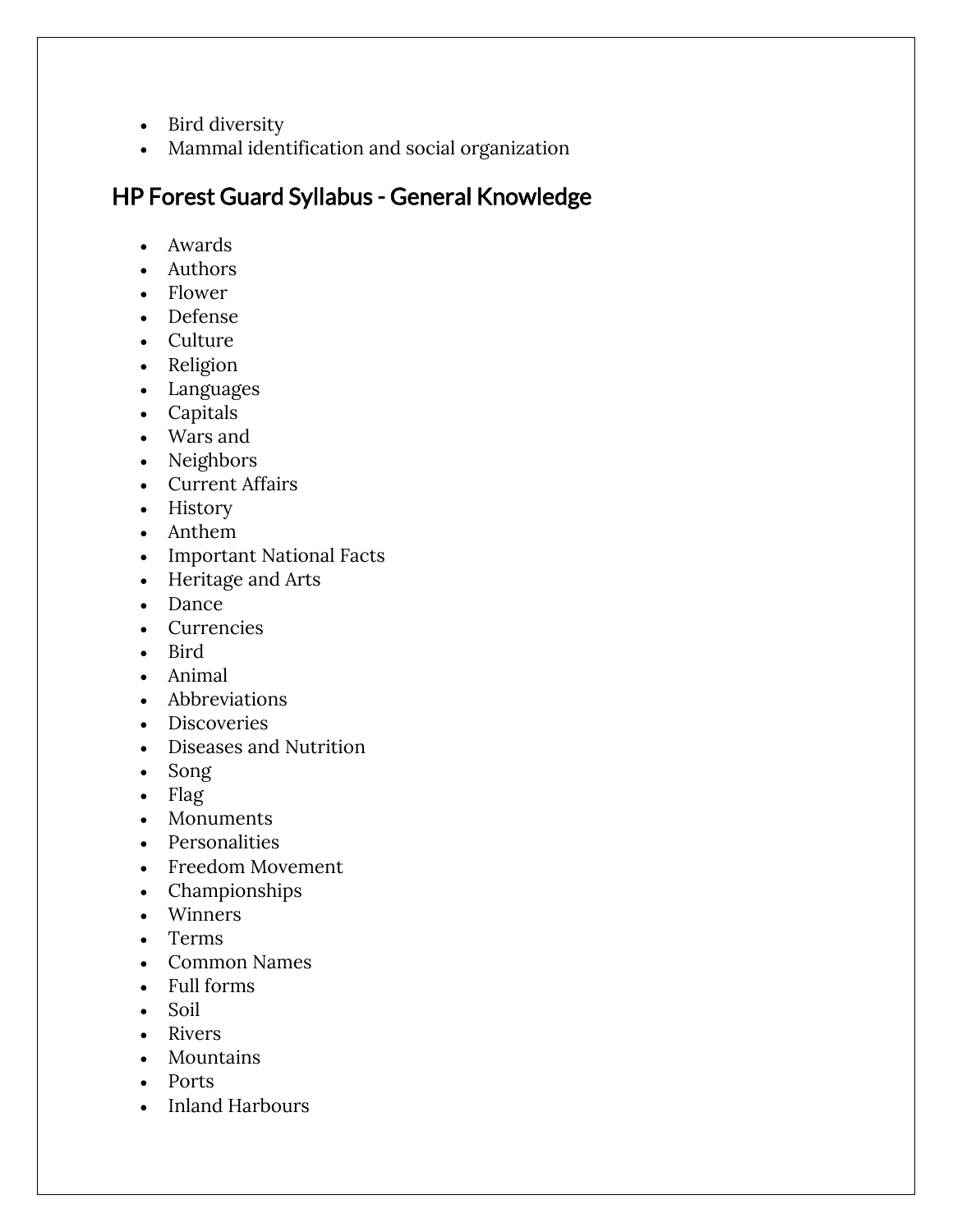- Bird diversity
- Mammal identification and social organization

## HP Forest Guard Syllabus - General Knowledge

- Awards
- Authors
- Flower
- Defense
- Culture
- Religion
- Languages
- Capitals
- Wars and
- Neighbors
- Current Affairs
- History
- Anthem
- Important National Facts
- Heritage and Arts
- Dance
- Currencies
- Bird
- Animal
- Abbreviations
- Discoveries
- Diseases and Nutrition
- Song
- Flag
- Monuments
- Personalities
- Freedom Movement
- Championships
- Winners
- Terms
- Common Names
- Full forms
- Soil
- Rivers
- Mountains
- Ports
- Inland Harbours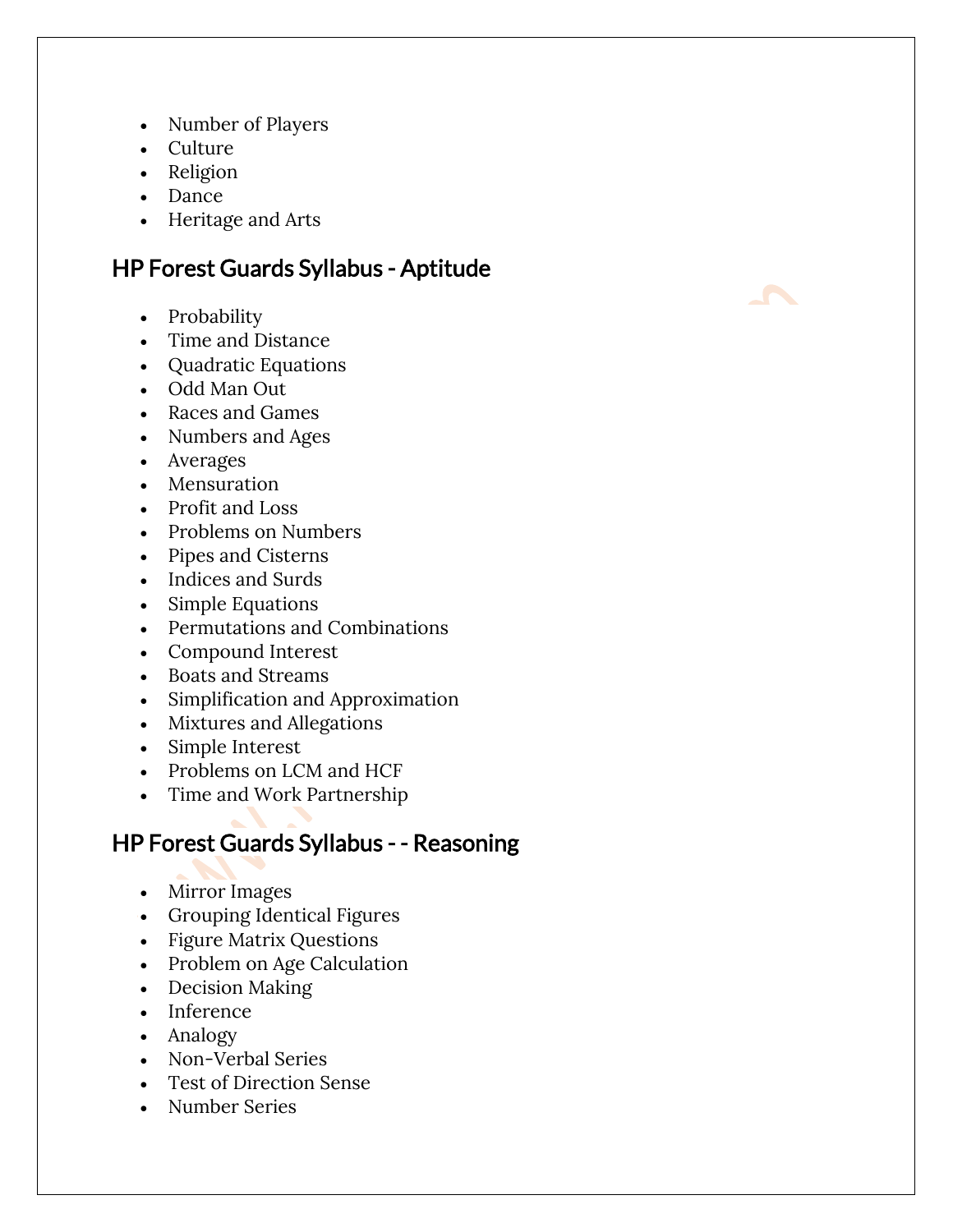- Number of Players
- Culture
- Religion
- Dance
- Heritage and Arts

## HP Forest Guards Syllabus - Aptitude

- Probability
- Time and Distance
- Quadratic Equations
- Odd Man Out
- Races and Games
- Numbers and Ages
- Averages
- Mensuration
- Profit and Loss
- Problems on Numbers
- Pipes and Cisterns
- Indices and Surds
- Simple Equations
- Permutations and Combinations
- Compound Interest
- Boats and Streams
- Simplification and Approximation
- Mixtures and Allegations
- Simple Interest
- Problems on LCM and HCF
- Time and Work Partnership

## HP Forest Guards Syllabus - - Reasoning

- Mirror Images
- Grouping Identical Figures
- Figure Matrix Questions
- Problem on Age Calculation
- Decision Making
- Inference
- Analogy
- Non-Verbal Series
- Test of Direction Sense
- Number Series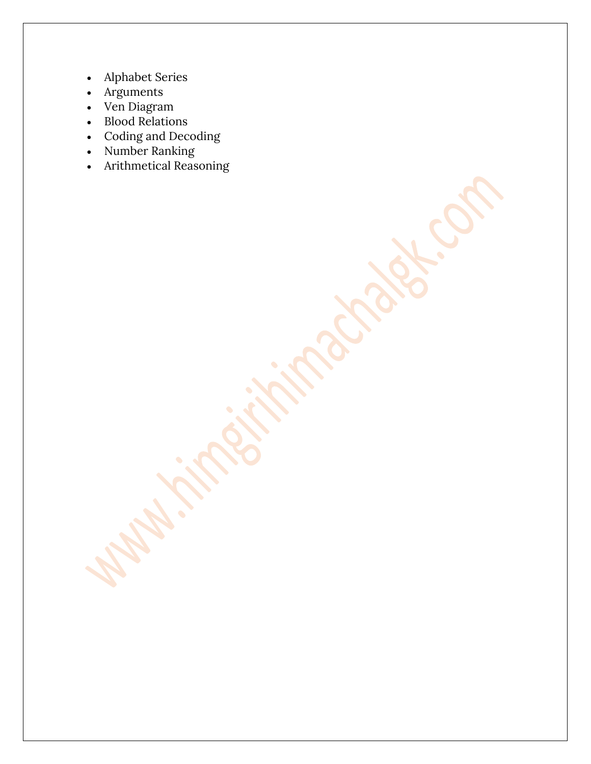- Alphabet Series
- Arguments
- Ven Diagram
- Blood Relations
- Coding and Decoding
- Number Ranking
- Arithmetical Reasoning